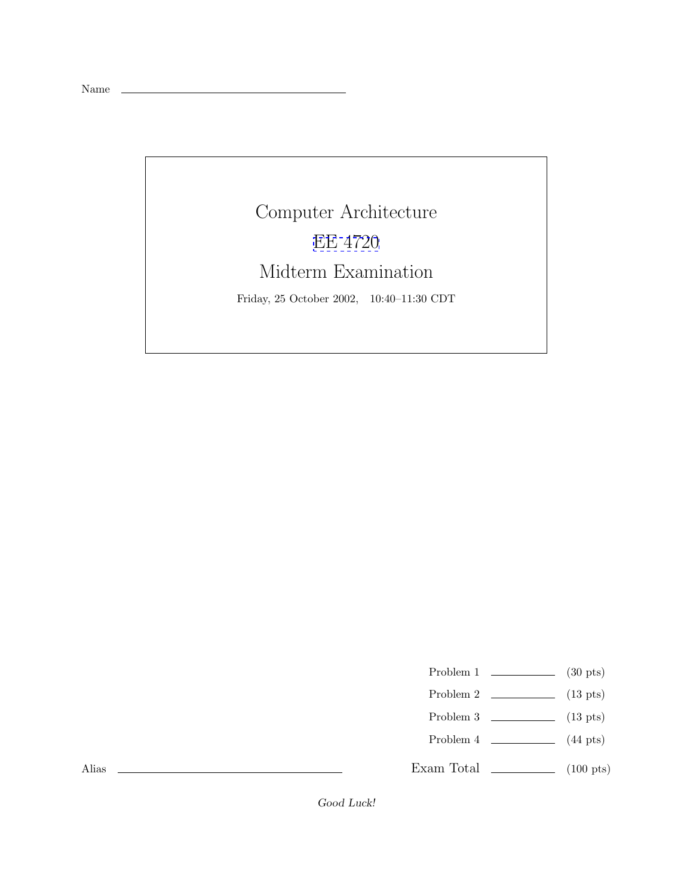Name \_\_\_\_\_\_\_\_\_\_\_\_\_\_\_\_\_\_\_\_\_\_\_\_\_\_\_\_\_\_

# Computer Architecture

## EE 4720

## Midterm Examination

Friday, 25 October 2002, 10:40–11:30 CDT

| | | |
|---|---|---|
| Problem 1 | \_\_\_\_\_\_\_\_\_\_ | (30 pts) |
| Problem 2 | \_\_\_\_\_\_\_\_\_\_ | (13 pts) |
| Problem 3 | \_\_\_\_\_\_\_\_\_\_ | (13 pts) |
| Problem 4 | \_\_\_\_\_\_\_\_\_\_ | (44 pts) |
| Exam Total | \_\_\_\_\_\_\_\_\_\_ | (100 pts) |

Alias \_\_\_\_\_\_\_\_\_\_\_\_\_\_\_\_\_\_\_\_\_\_\_\_\_\_\_\_\_\_

*Good Luck!*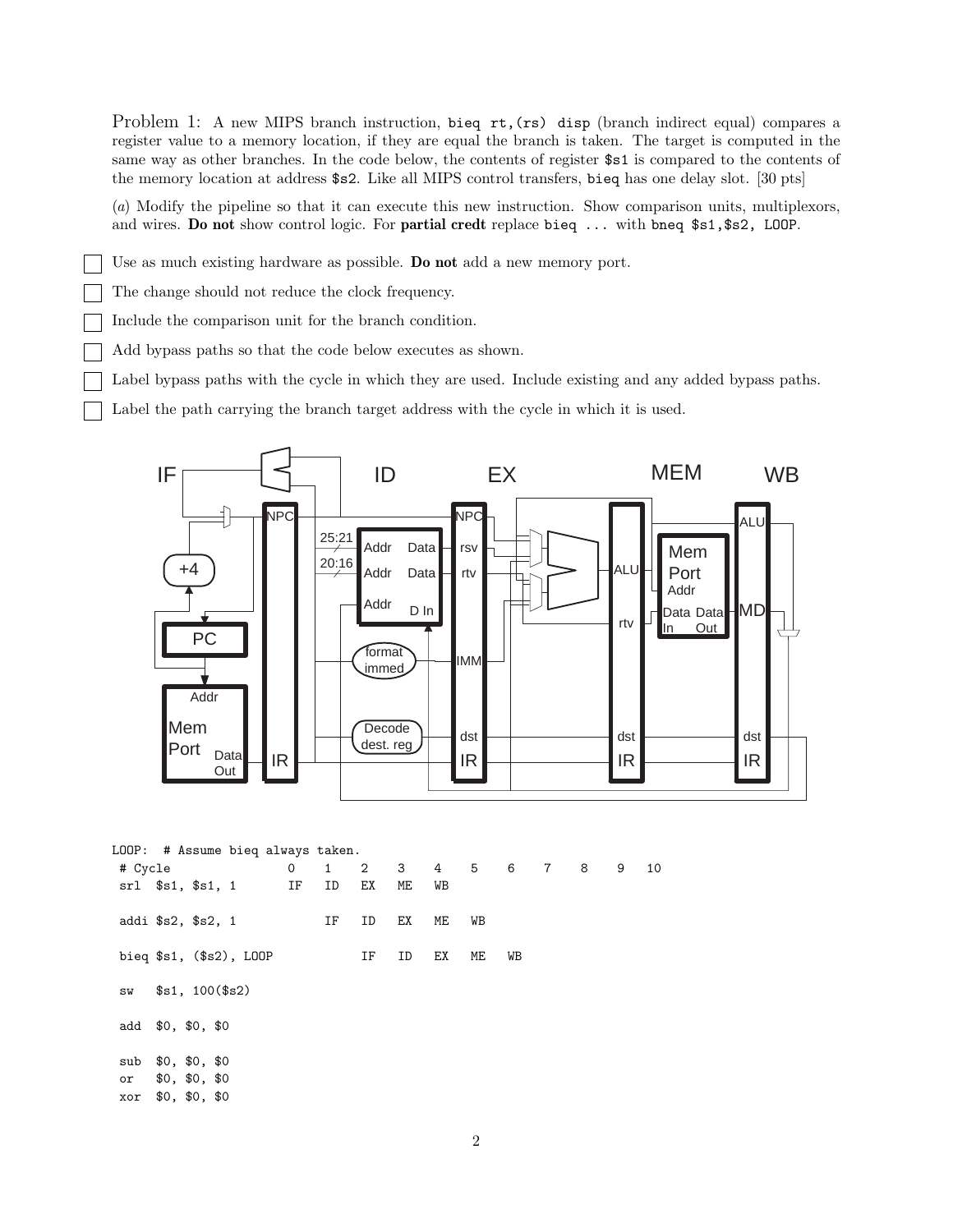Problem 1: A new MIPS branch instruction, `bieq rt,(rs) disp` (branch indirect equal) compares a register value to a memory location, if they are equal the branch is taken. The target is computed in the same way as other branches. In the code below, the contents of register `$s1` is compared to the contents of the memory location at address `$s2`. Like all MIPS control transfers, `bieq` has one delay slot. [30 pts]

(*a*) Modify the pipeline so that it can execute this new instruction. Show comparison units, multiplexors, and wires. **Do not** show control logic. For **partial credt** replace `bieq ...` with `bneq $s1,$s2, LOOP`.

- [ ] Use as much existing hardware as possible. **Do not** add a new memory port.
- [ ] The change should not reduce the clock frequency.
- [ ] Include the comparison unit for the branch condition.
- [ ] Add bypass paths so that the code below executes as shown.
- [ ] Label bypass paths with the cycle in which they are used. Include existing and any added bypass paths.
- [ ] Label the path carrying the branch target address with the cycle in which it is used.

```
LOOP:  # Assume bieq always taken.
 # Cycle                0    1    2    3    4    5    6    7    8    9   10
 srl  $s1, $s1, 1       IF   ID   EX   ME   WB

 addi $s2, $s2, 1            IF   ID   EX   ME   WB

 bieq $s1, ($s2), LOOP            IF   ID   EX   ME   WB

 sw   $s1, 100($s2)

 add  $0, $0, $0

 sub  $0, $0, $0
 or   $0, $0, $0
 xor  $0, $0, $0
```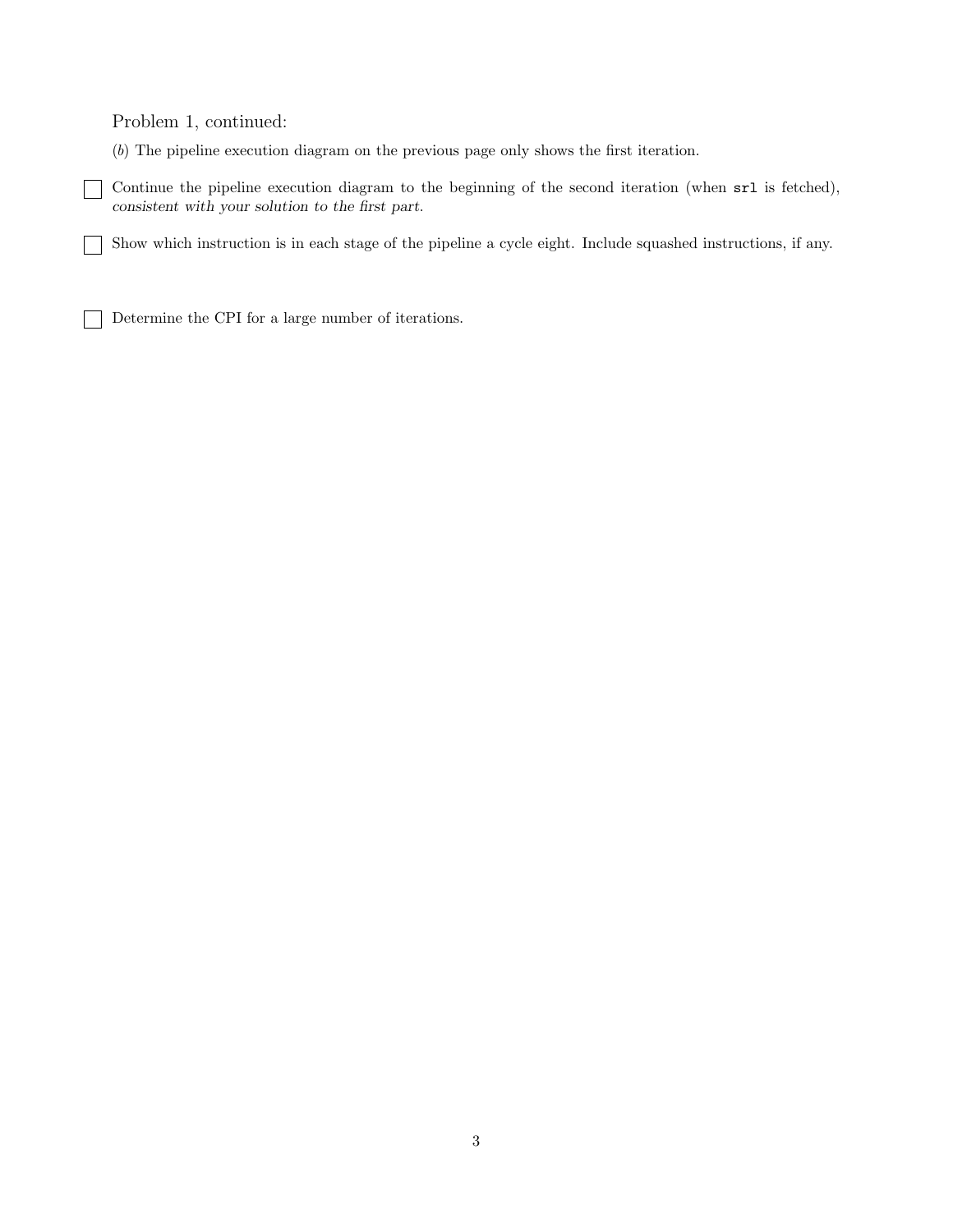Problem 1, continued:

(*b*) The pipeline execution diagram on the previous page only shows the first iteration.

☐ Continue the pipeline execution diagram to the beginning of the second iteration (when `srl` is fetched), *consistent with your solution to the first part.*

☐ Show which instruction is in each stage of the pipeline a cycle eight. Include squashed instructions, if any.

☐ Determine the CPI for a large number of iterations.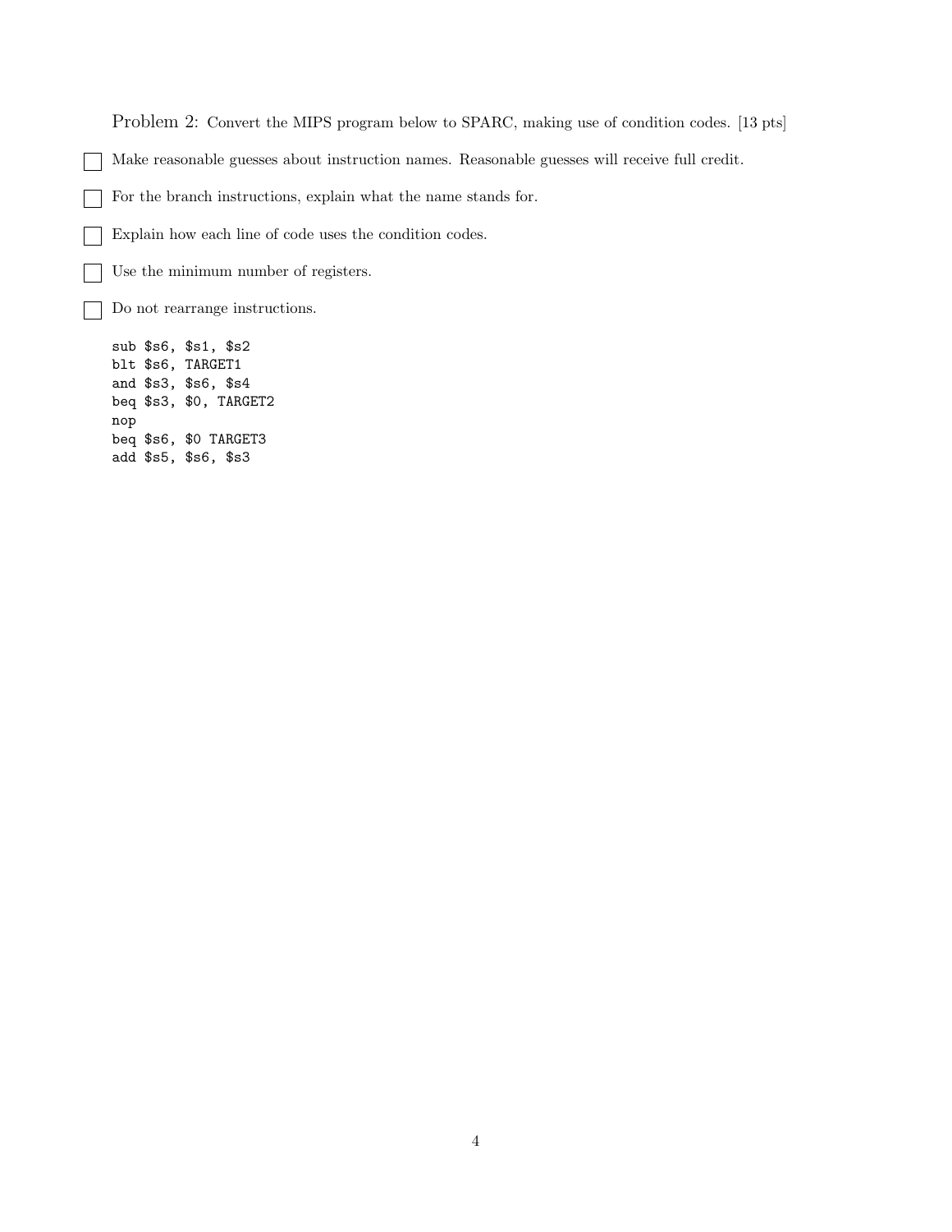Problem 2: Convert the MIPS program below to SPARC, making use of condition codes. [13 pts]

- [ ] Make reasonable guesses about instruction names. Reasonable guesses will receive full credit.
- [ ] For the branch instructions, explain what the name stands for.
- [ ] Explain how each line of code uses the condition codes.
- [ ] Use the minimum number of registers.
- [ ] Do not rearrange instructions.

```
sub $s6, $s1, $s2
blt $s6, TARGET1
and $s3, $s6, $s4
beq $s3, $0, TARGET2
nop
beq $s6, $0 TARGET3
add $s5, $s6, $s3
```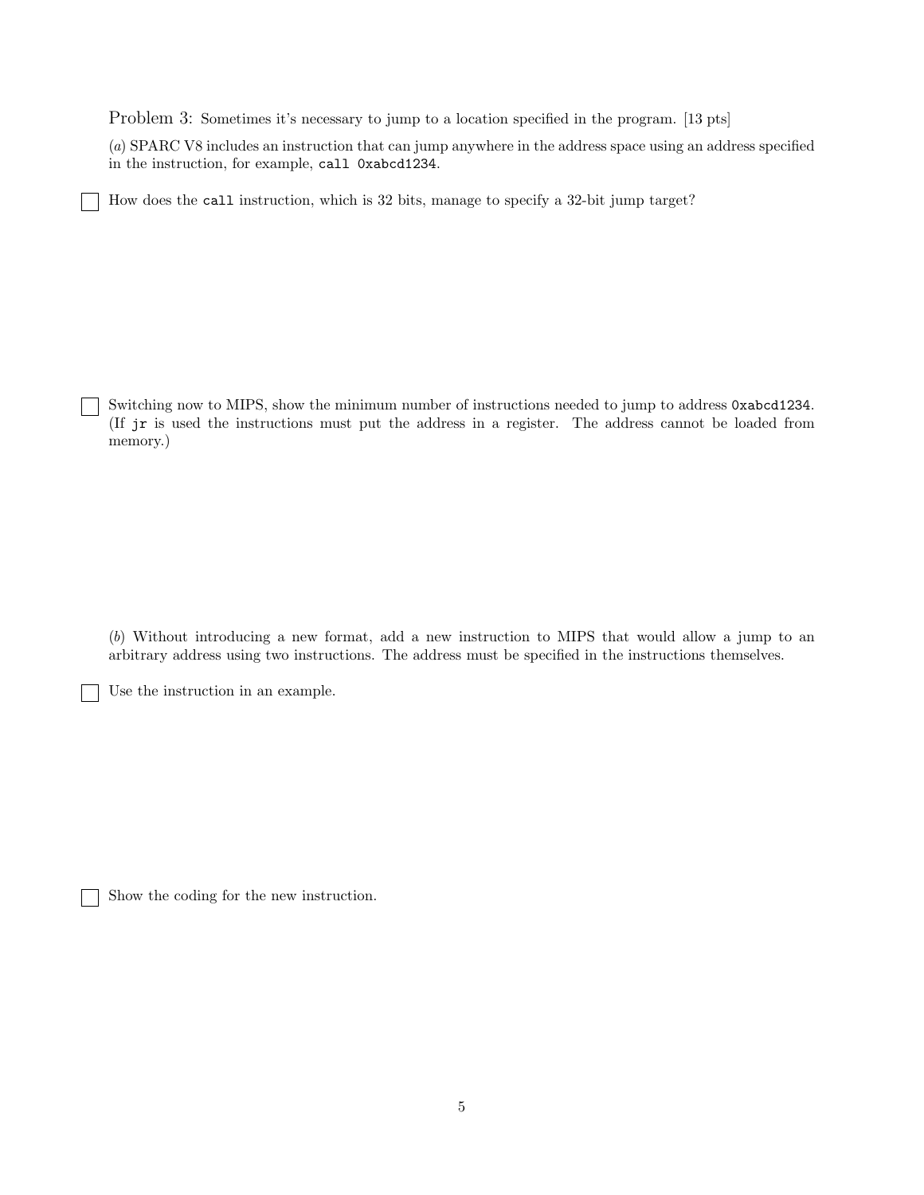Problem 3: Sometimes it's necessary to jump to a location specified in the program. [13 pts]

(*a*) SPARC V8 includes an instruction that can jump anywhere in the address space using an address specified in the instruction, for example, `call 0xabcd1234`.

☐ How does the `call` instruction, which is 32 bits, manage to specify a 32-bit jump target?

☐ Switching now to MIPS, show the minimum number of instructions needed to jump to address `0xabcd1234`. (If `jr` is used the instructions must put the address in a register. The address cannot be loaded from memory.)

(*b*) Without introducing a new format, add a new instruction to MIPS that would allow a jump to an arbitrary address using two instructions. The address must be specified in the instructions themselves.

☐ Use the instruction in an example.

☐ Show the coding for the new instruction.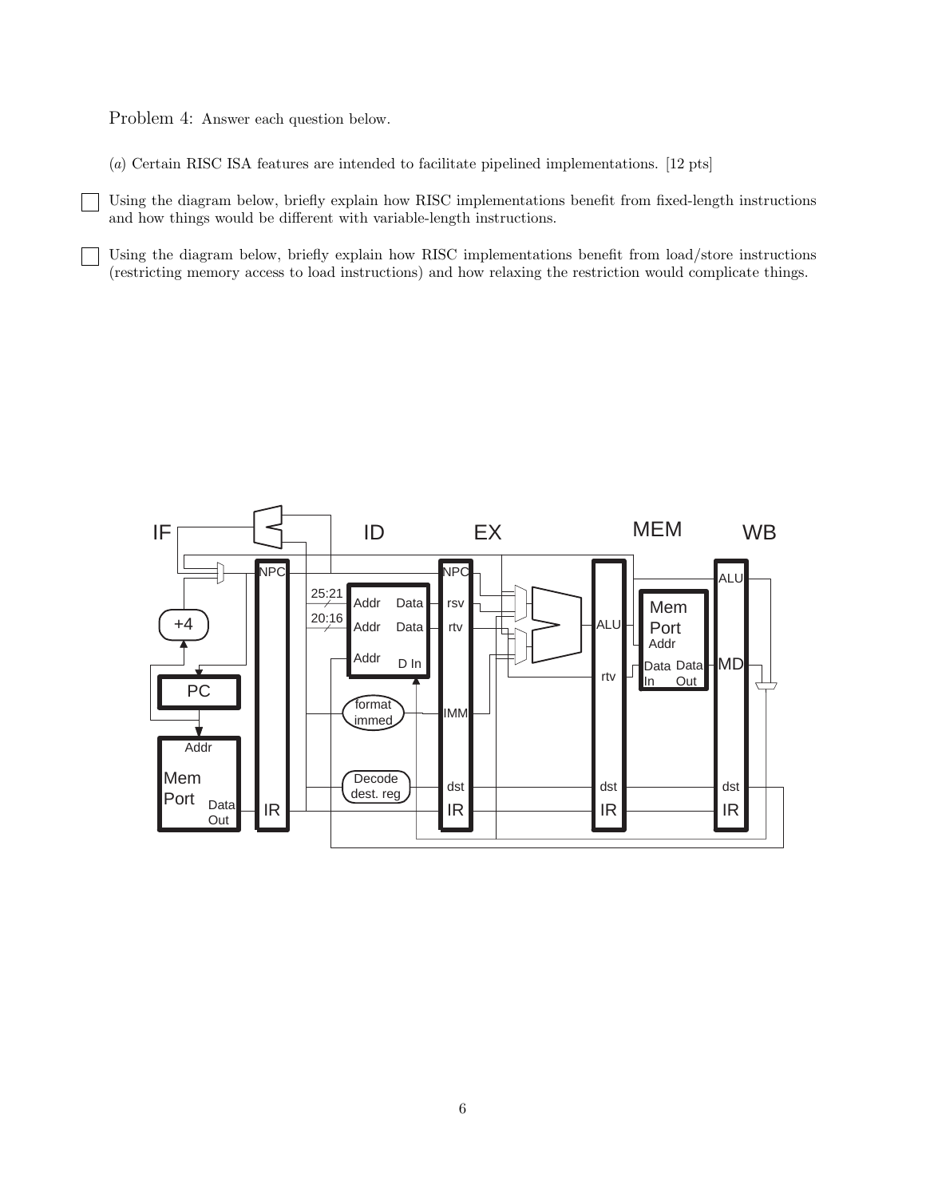Problem 4: Answer each question below.

(*a*) Certain RISC ISA features are intended to facilitate pipelined implementations. [12 pts]

☐ Using the diagram below, briefly explain how RISC implementations benefit from fixed-length instructions and how things would be different with variable-length instructions.

☐ Using the diagram below, briefly explain how RISC implementations benefit from load/store instructions (restricting memory access to load instructions) and how relaxing the restriction would complicate things.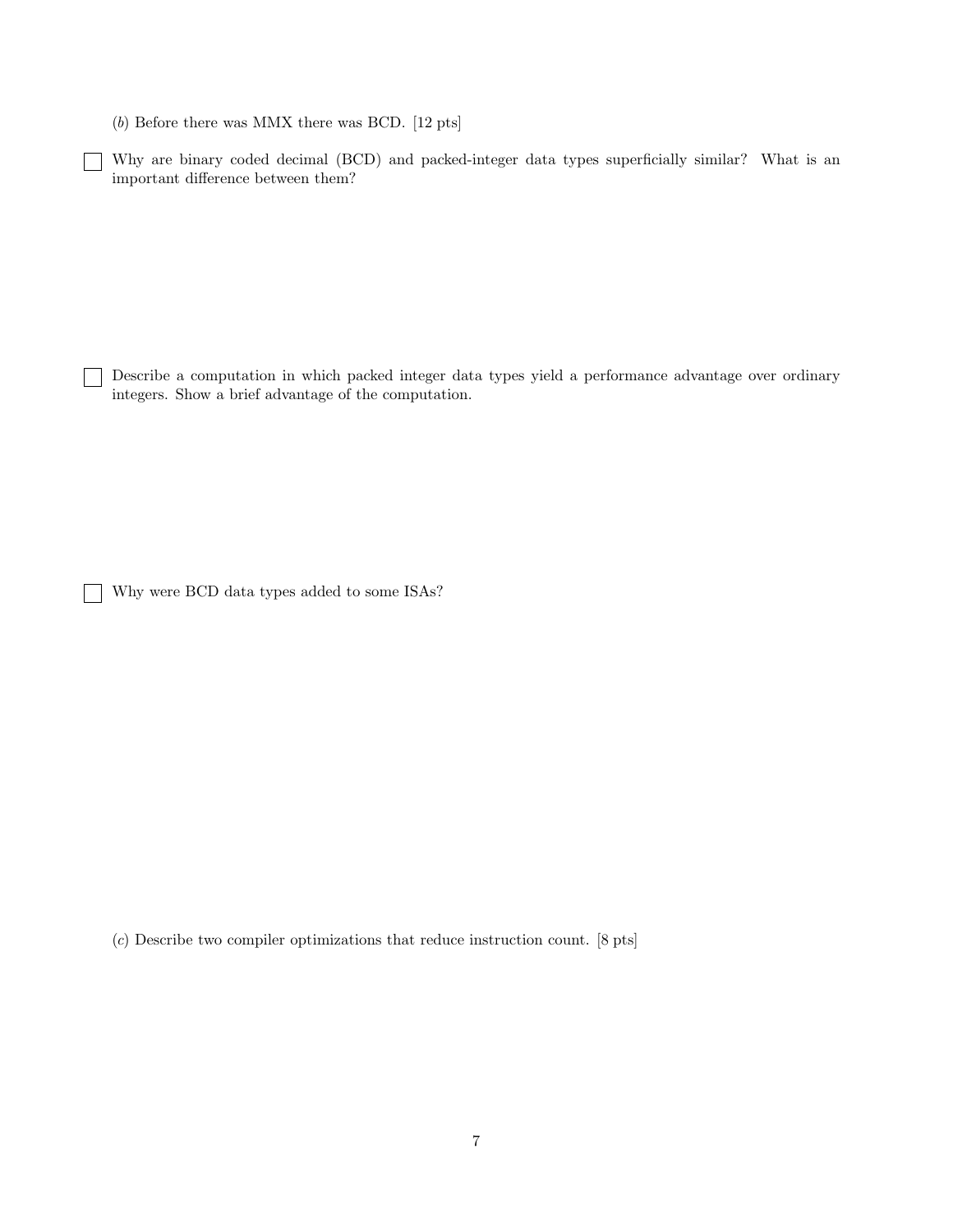(*b*) Before there was MMX there was BCD. [12 pts]

☐ Why are binary coded decimal (BCD) and packed-integer data types superficially similar? What is an important difference between them?

☐ Describe a computation in which packed integer data types yield a performance advantage over ordinary integers. Show a brief advantage of the computation.

☐ Why were BCD data types added to some ISAs?

(*c*) Describe two compiler optimizations that reduce instruction count. [8 pts]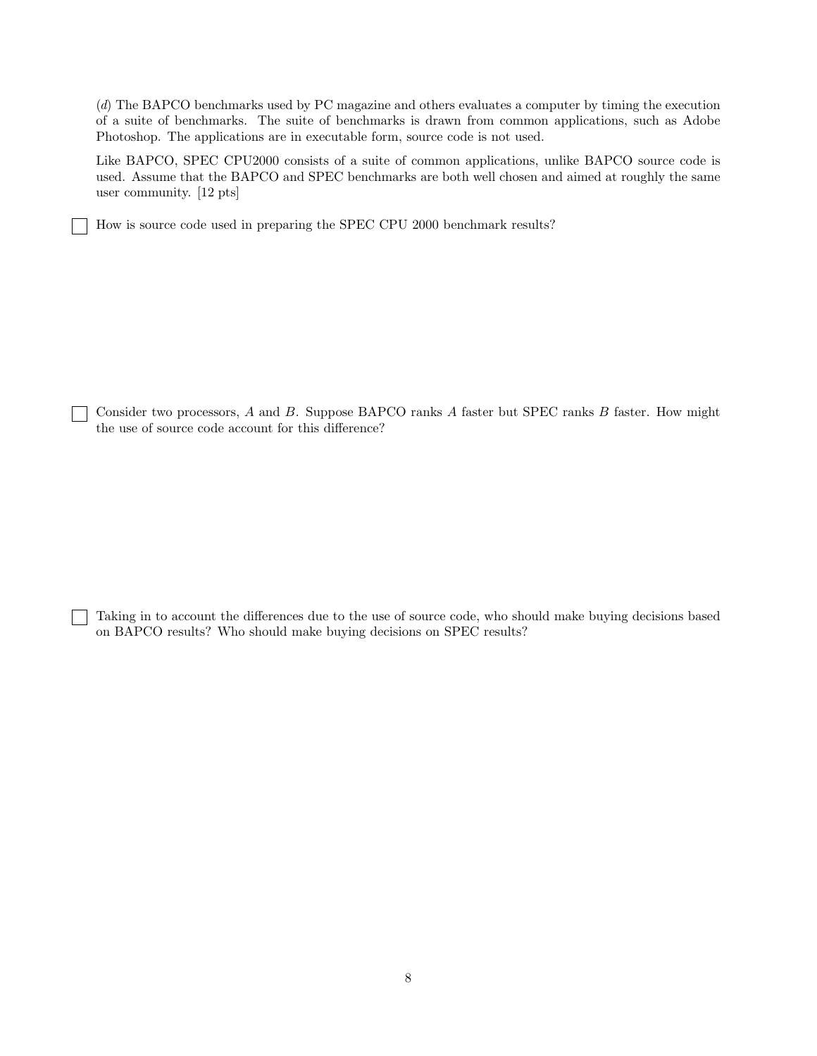(*d*) The BAPCO benchmarks used by PC magazine and others evaluates a computer by timing the execution of a suite of benchmarks. The suite of benchmarks is drawn from common applications, such as Adobe Photoshop. The applications are in executable form, source code is not used.

Like BAPCO, SPEC CPU2000 consists of a suite of common applications, unlike BAPCO source code is used. Assume that the BAPCO and SPEC benchmarks are both well chosen and aimed at roughly the same user community. [12 pts]

☐ How is source code used in preparing the SPEC CPU 2000 benchmark results?

☐ Consider two processors, *A* and *B*. Suppose BAPCO ranks *A* faster but SPEC ranks *B* faster. How might the use of source code account for this difference?

☐ Taking in to account the differences due to the use of source code, who should make buying decisions based on BAPCO results? Who should make buying decisions on SPEC results?